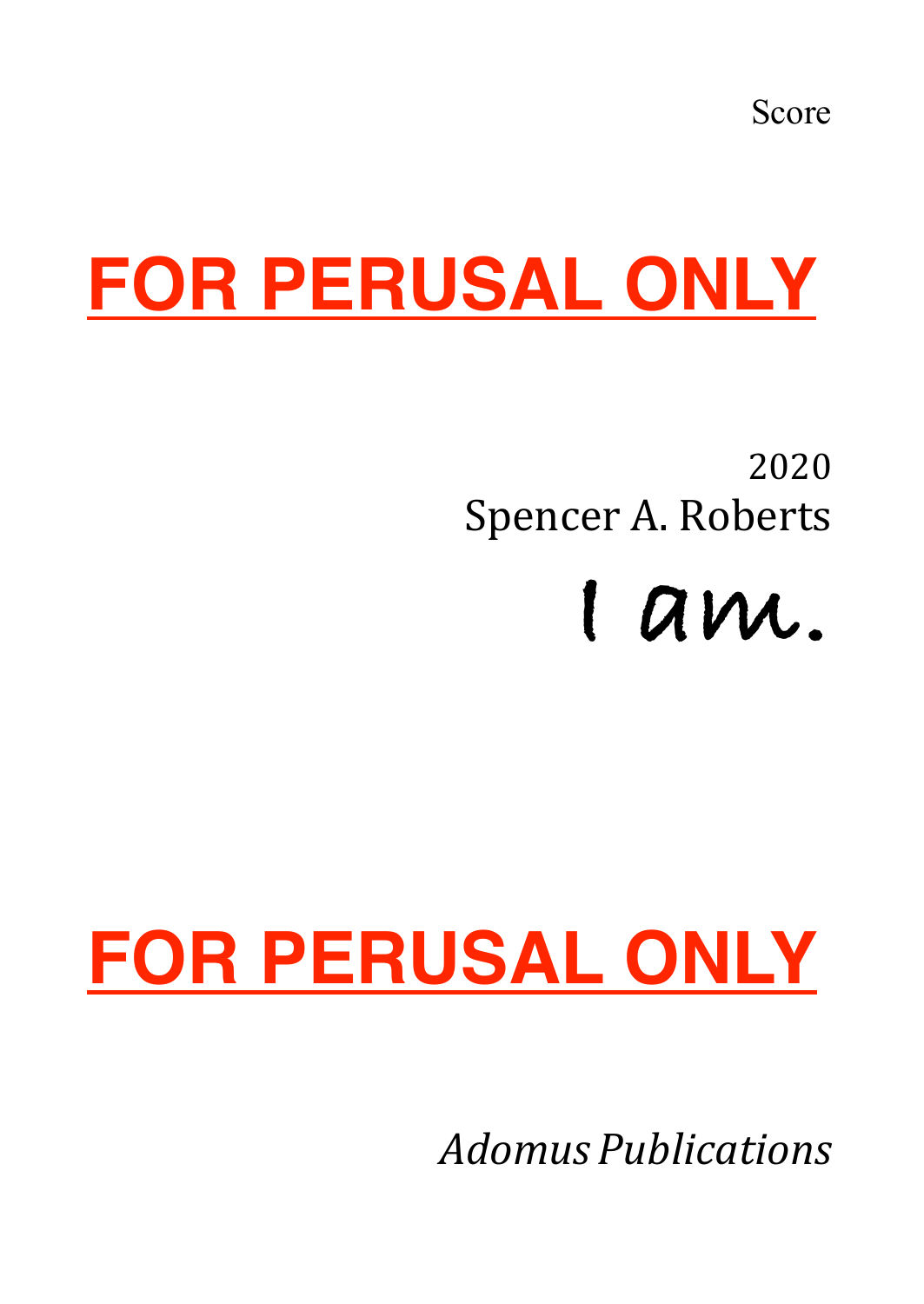Score

**FOR PERUSAL ONLY**

2020
Spencer A. Roberts

# I am.

**FOR PERUSAL ONLY**

*Adomus Publications*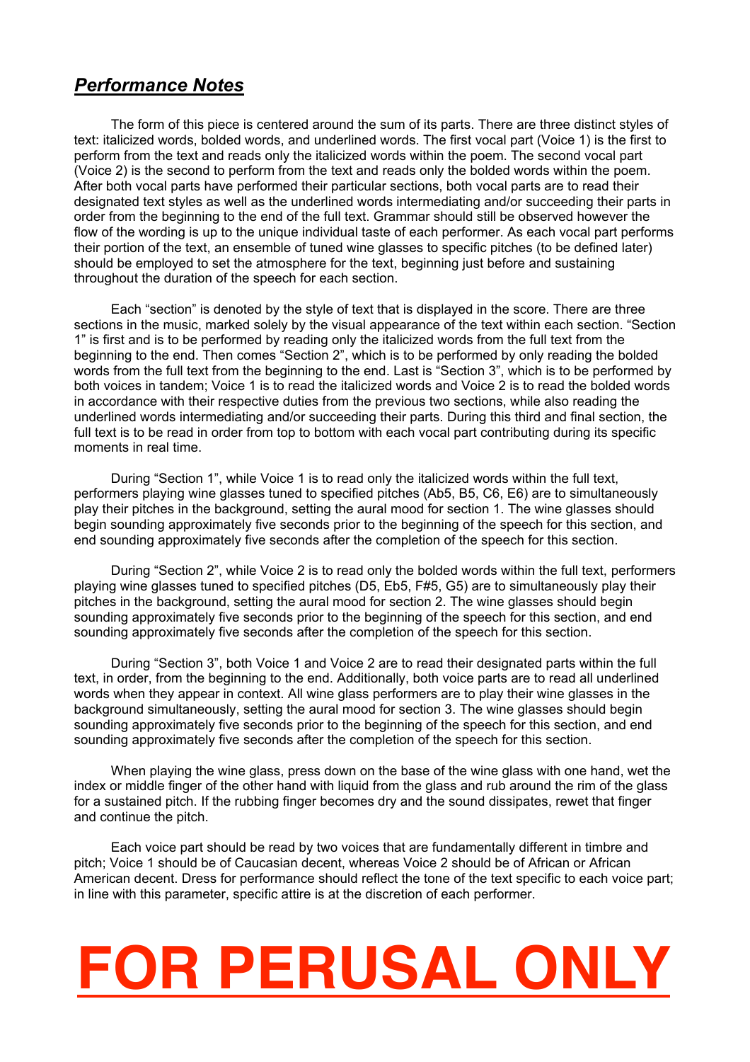## ***Performance Notes***

The form of this piece is centered around the sum of its parts. There are three distinct styles of text: italicized words, bolded words, and underlined words. The first vocal part (Voice 1) is the first to perform from the text and reads only the italicized words within the poem. The second vocal part (Voice 2) is the second to perform from the text and reads only the bolded words within the poem. After both vocal parts have performed their particular sections, both vocal parts are to read their designated text styles as well as the underlined words intermediating and/or succeeding their parts in order from the beginning to the end of the full text. Grammar should still be observed however the flow of the wording is up to the unique individual taste of each performer. As each vocal part performs their portion of the text, an ensemble of tuned wine glasses to specific pitches (to be defined later) should be employed to set the atmosphere for the text, beginning just before and sustaining throughout the duration of the speech for each section.

Each "section" is denoted by the style of text that is displayed in the score. There are three sections in the music, marked solely by the visual appearance of the text within each section. "Section 1" is first and is to be performed by reading only the italicized words from the full text from the beginning to the end. Then comes "Section 2", which is to be performed by only reading the bolded words from the full text from the beginning to the end. Last is "Section 3", which is to be performed by both voices in tandem; Voice 1 is to read the italicized words and Voice 2 is to read the bolded words in accordance with their respective duties from the previous two sections, while also reading the underlined words intermediating and/or succeeding their parts. During this third and final section, the full text is to be read in order from top to bottom with each vocal part contributing during its specific moments in real time.

During "Section 1", while Voice 1 is to read only the italicized words within the full text, performers playing wine glasses tuned to specified pitches (Ab5, B5, C6, E6) are to simultaneously play their pitches in the background, setting the aural mood for section 1. The wine glasses should begin sounding approximately five seconds prior to the beginning of the speech for this section, and end sounding approximately five seconds after the completion of the speech for this section.

During "Section 2", while Voice 2 is to read only the bolded words within the full text, performers playing wine glasses tuned to specified pitches (D5, Eb5, F#5, G5) are to simultaneously play their pitches in the background, setting the aural mood for section 2. The wine glasses should begin sounding approximately five seconds prior to the beginning of the speech for this section, and end sounding approximately five seconds after the completion of the speech for this section.

During "Section 3", both Voice 1 and Voice 2 are to read their designated parts within the full text, in order, from the beginning to the end. Additionally, both voice parts are to read all underlined words when they appear in context. All wine glass performers are to play their wine glasses in the background simultaneously, setting the aural mood for section 3. The wine glasses should begin sounding approximately five seconds prior to the beginning of the speech for this section, and end sounding approximately five seconds after the completion of the speech for this section.

When playing the wine glass, press down on the base of the wine glass with one hand, wet the index or middle finger of the other hand with liquid from the glass and rub around the rim of the glass for a sustained pitch. If the rubbing finger becomes dry and the sound dissipates, rewet that finger and continue the pitch.

Each voice part should be read by two voices that are fundamentally different in timbre and pitch; Voice 1 should be of Caucasian decent, whereas Voice 2 should be of African or African American decent. Dress for performance should reflect the tone of the text specific to each voice part; in line with this parameter, specific attire is at the discretion of each performer.

**FOR PERUSAL ONLY**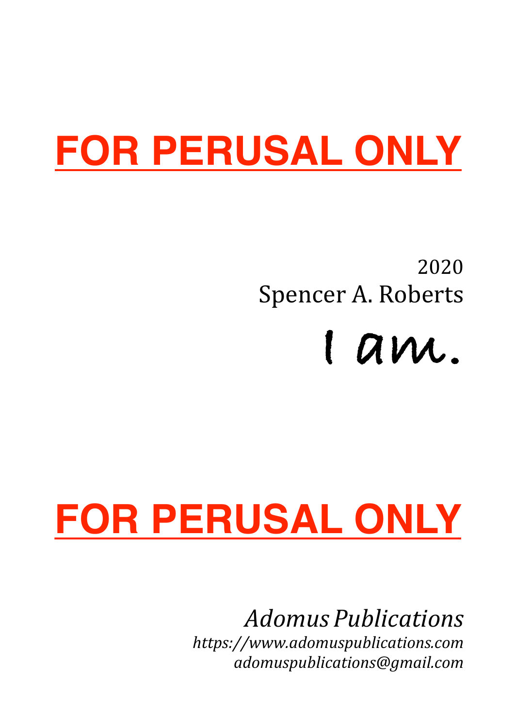**FOR PERUSAL ONLY**

2020
Spencer A. Roberts

# I am.

**FOR PERUSAL ONLY**

*Adomus Publications*
*https://www.adomuspublications.com*
*adomuspublications@gmail.com*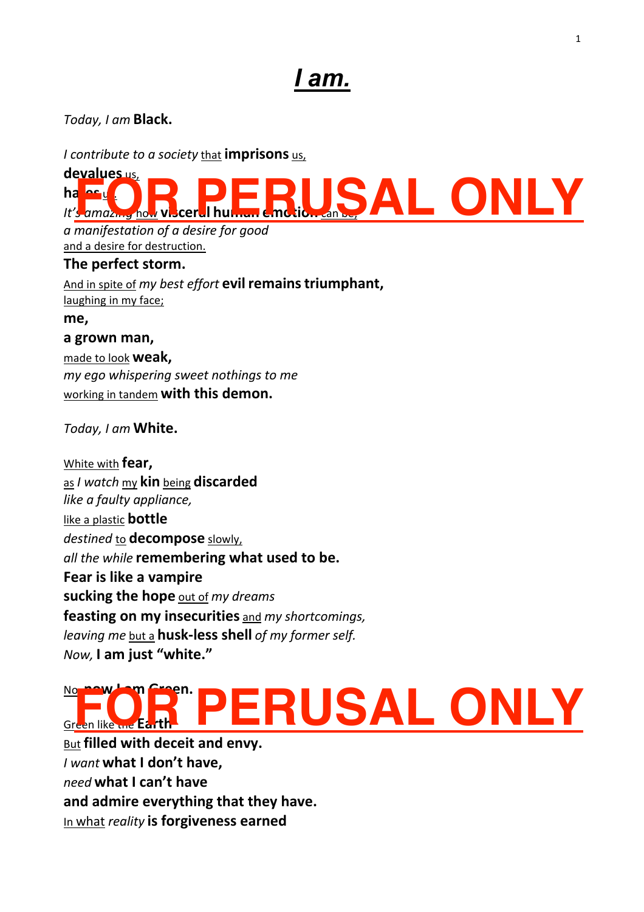# *I am.*

*Today, I am* **Black.**

*I contribute to a society* that **imprisons** us,
**devalues** us,
**hates** us.
*It's amazing* how **visceral human emotion** can be,
*a manifestation of a desire for good*
and a desire for destruction.
**The perfect storm.**
And in spite of *my best effort* **evil remains triumphant,**
laughing in my face;
**me,**
**a grown man,**
made to look **weak,**
*my ego whispering sweet nothings to me*
working in tandem **with this demon.**

*Today, I am* **White.**

White with **fear,**
as *I watch* my **kin** being **discarded**
*like a faulty appliance,*
like a plastic **bottle**
*destined* to **decompose** slowly,
*all the while* **remembering what used to be.**
**Fear is like a vampire**
**sucking the hope** out of *my dreams*
**feasting on my insecurities** and *my shortcomings,*
*leaving me* but a **husk-less shell** *of my former self.*
*Now,* **I am just "white."**

No, **now I am Green.**
Green like the **Earth**
But **filled with deceit and envy.**
*I want* **what I don't have,**
*need* **what I can't have**
**and admire everything that they have.**
In what *reality* **is forgiveness earned**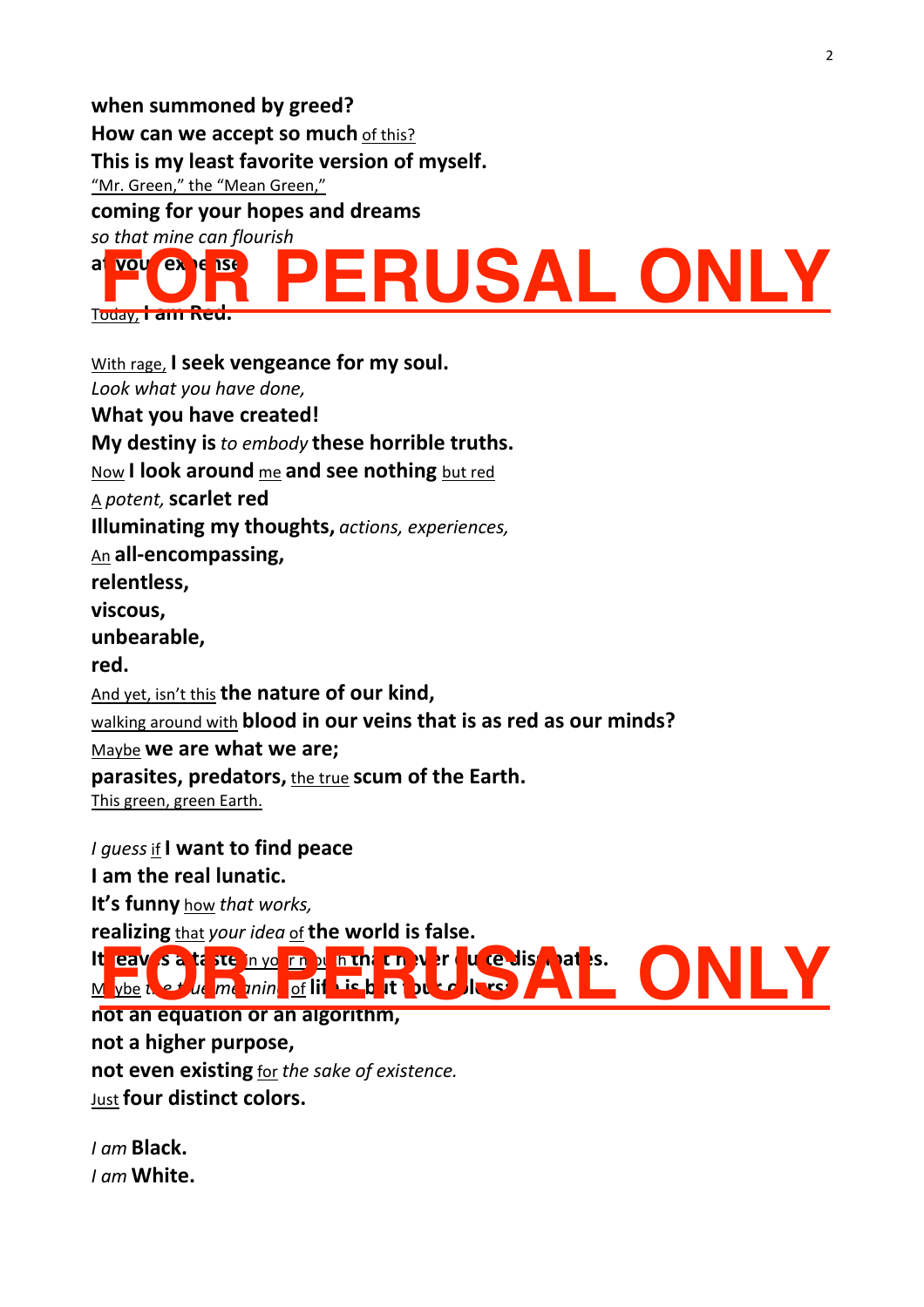**when summoned by greed?**
**How can we accept so much** <u>of this?</u>
**This is my least favorite version of myself.**
<u>"Mr. Green," the "Mean Green,"</u>
**coming for your hopes and dreams**
*so that mine can flourish*
**at your expense**

FOR PERUSAL ONLY

<u>Today,</u> **I am Red.**

<u>With rage,</u> **I seek vengeance for my soul.**
*Look what you have done,*
**What you have created!**
**My destiny is** *to embody* **these horrible truths.**
<u>Now</u> **I look around** <u>me</u> **and see nothing** <u>but red</u>
<u>A</u> *potent,* **scarlet red**
**Illuminating my thoughts,** *actions, experiences,*
<u>An</u> **all-encompassing,**
**relentless,**
**viscous,**
**unbearable,**
**red.**
<u>And yet, isn't this</u> **the nature of our kind,**
<u>walking around with</u> **blood in our veins that is as red as our minds?**
<u>Maybe</u> **we are what we are;**
**parasites, predators,** <u>the true</u> **scum of the Earth.**
<u>This green, green Earth.</u>

*I guess* <u>if</u> **I want to find peace**
**I am the real lunatic.**
**It's funny** <u>how</u> *that works,*
**realizing** <u>that</u> *your idea* <u>of</u> **the world is false.**
**It leaves a taste** <u>in your mouth</u> **that never quite dissipates.**

FOR PERUSAL ONLY

<u>Maybe</u> *the true meaning* <u>of</u> **life is but four colors;**
**not an equation or an algorithm,**
**not a higher purpose,**
**not even existing** <u>for</u> *the sake of existence.*
<u>Just</u> **four distinct colors.**

*I am* **Black.**
*I am* **White.**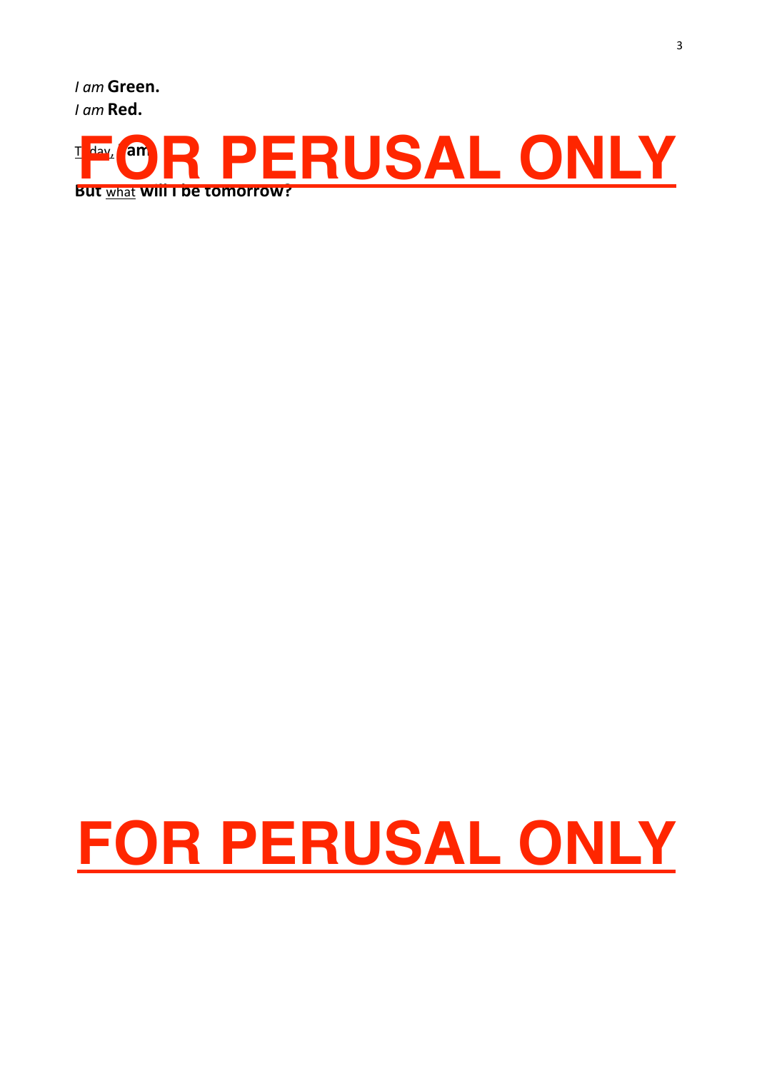*I am* **Green.**
*I am* **Red.**

Today, I am

**FOR PERUSAL ONLY**

**But** what **will I be tomorrow?**

**FOR PERUSAL ONLY**